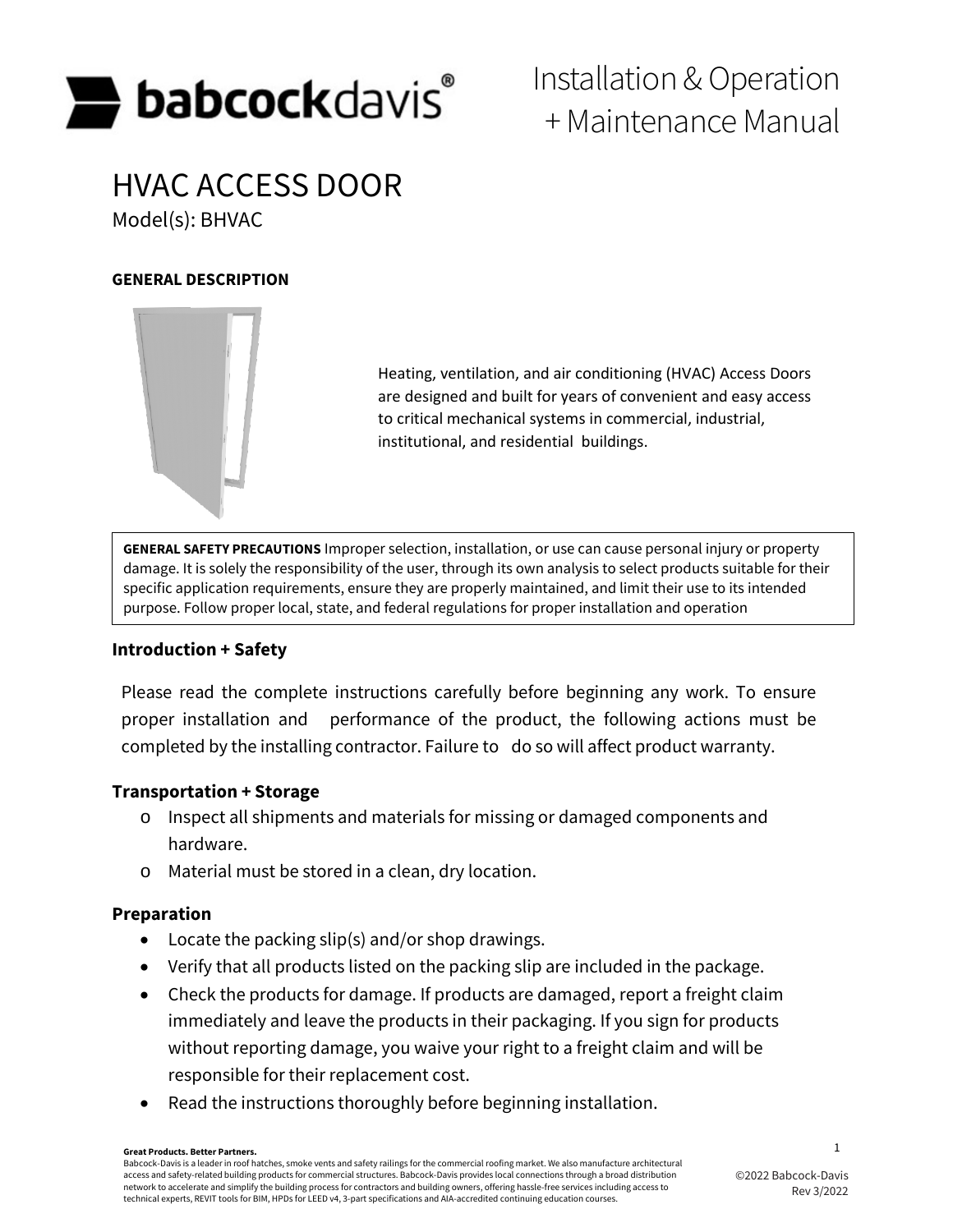# Installation & Operation + Maintenance Manual

# HVAC ACCESS DOOR

Model(s): BHVAC

**GENERAL DESCRIPTION**

Heating, ventilation, and air conditioning (HVAC) Access Doors are designed and built for years of convenient and easy access to critical mechanical systems in commercial, industrial, institutional, and residential buildings.

**GENERAL SAFETY PRECAUTIONS** Improper selection, installation, or use can cause personal injury or property damage. It is solely the responsibility of the user, through its own analysis to select products suitable for their specific application requirements, ensure they are properly maintained, and limit their use to its intended purpose. Follow proper local, state, and federal regulations for proper installation and operation

## Introduction + Safety

Please read the complete instructions carefully before beginning any work. To ensure proper installation and performance of the product, the following actions must be completed by the installing contractor. Failure to do so will affect product warranty.

## Transportation + Storage

- Inspect all shipments and materials for missing or damaged components and hardware.
- Material must be stored in a clean, dry location.

## Preparation

- Locate the packing slip(s) and/or shop drawings.
- Verify that all products listed on the packing slip are included in the package.
- Check the products for damage. If products are damaged, report a freight claim immediately and leave the products in their packaging. If you sign for products without reporting damage, you waive your right to a freight claim and will be responsible for their replacement cost.
- Read the instructions thoroughly before beginning installation.

**Great Products. Better Partners.**
Babcock-Davis is a leader in roof hatches, smoke vents and safety railings for the commercial roofing market. We also manufacture architectural access and safety-related building products for commercial structures. Babcock-Davis provides local connections through a broad distribution network to accelerate and simplify the building process for contractors and building owners, offering hassle-free services including access to technical experts, REVIT tools for BIM, HPDs for LEED v4, 3-part specifications and AIA-accredited continuing education courses.

©2022 Babcock-Davis
Rev 3/2022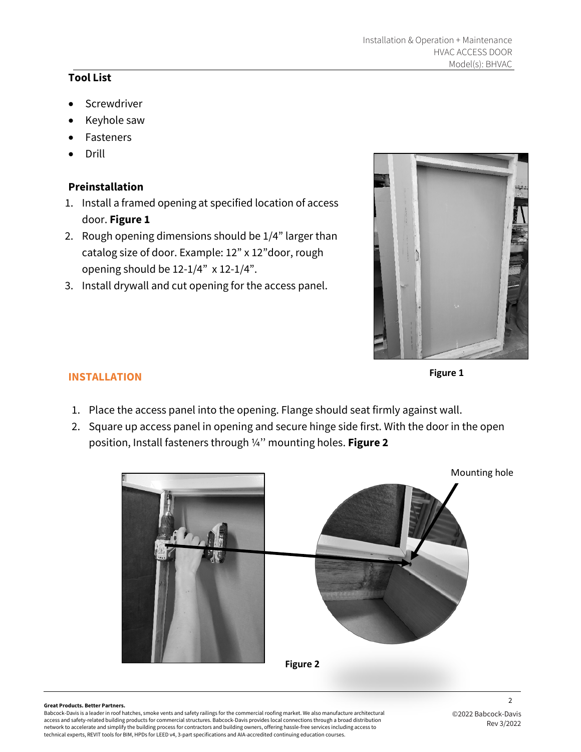## Tool List

- Screwdriver
- Keyhole saw
- Fasteners
- Drill

## Preinstallation

1. Install a framed opening at specified location of access door. **Figure 1**
2. Rough opening dimensions should be 1/4" larger than catalog size of door. Example: 12" x 12"door, rough opening should be 12-1/4" x 12-1/4".
3. Install drywall and cut opening for the access panel.

**Figure 1**

## INSTALLATION

1. Place the access panel into the opening. Flange should seat firmly against wall.
2. Square up access panel in opening and secure hinge side first. With the door in the open position, Install fasteners through ¼'' mounting holes. **Figure 2**

Mounting hole

**Figure 2**

**Great Products. Better Partners.**
Babcock-Davis is a leader in roof hatches, smoke vents and safety railings for the commercial roofing market. We also manufacture architectural access and safety-related building products for commercial structures. Babcock-Davis provides local connections through a broad distribution network to accelerate and simplify the building process for contractors and building owners, offering hassle-free services including access to technical experts, REVIT tools for BIM, HPDs for LEED v4, 3-part specifications and AIA-accredited continuing education courses.

©2022 Babcock-Davis
Rev 3/2022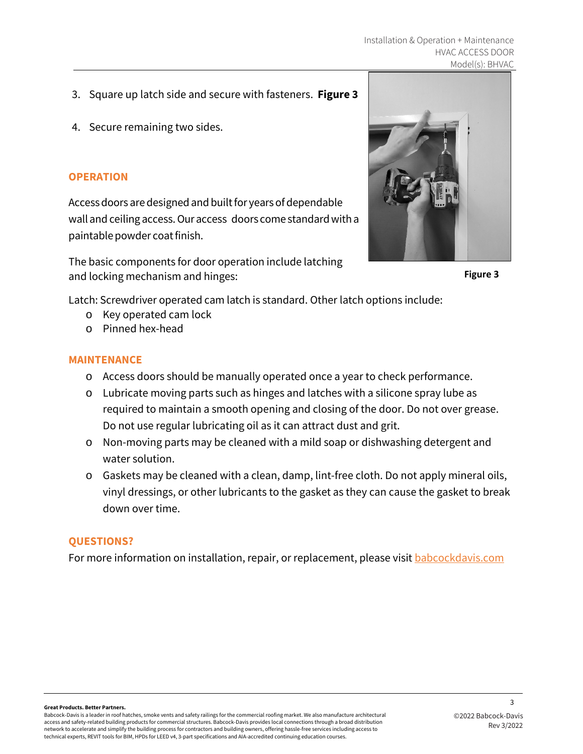3. Square up latch side and secure with fasteners. **Figure 3**

4. Secure remaining two sides.

Figure 3

## OPERATION

Access doors are designed and built for years of dependable wall and ceiling access. Our access doors come standard with a paintable powder coat finish.

The basic components for door operation include latching and locking mechanism and hinges:

Latch: Screwdriver operated cam latch is standard. Other latch options include:

- Key operated cam lock
- Pinned hex-head

## MAINTENANCE

- Access doors should be manually operated once a year to check performance.
- Lubricate moving parts such as hinges and latches with a silicone spray lube as required to maintain a smooth opening and closing of the door. Do not over grease. Do not use regular lubricating oil as it can attract dust and grit.
- Non-moving parts may be cleaned with a mild soap or dishwashing detergent and water solution.
- Gaskets may be cleaned with a clean, damp, lint-free cloth. Do not apply mineral oils, vinyl dressings, or other lubricants to the gasket as they can cause the gasket to break down over time.

## QUESTIONS?

For more information on installation, repair, or replacement, please visit babcockdavis.com

**Great Products. Better Partners.**
Babcock-Davis is a leader in roof hatches, smoke vents and safety railings for the commercial roofing market. We also manufacture architectural access and safety-related building products for commercial structures. Babcock-Davis provides local connections through a broad distribution network to accelerate and simplify the building process for contractors and building owners, offering hassle-free services including access to technical experts, REVIT tools for BIM, HPDs for LEED v4, 3-part specifications and AIA-accredited continuing education courses.

©2022 Babcock-Davis
Rev 3/2022